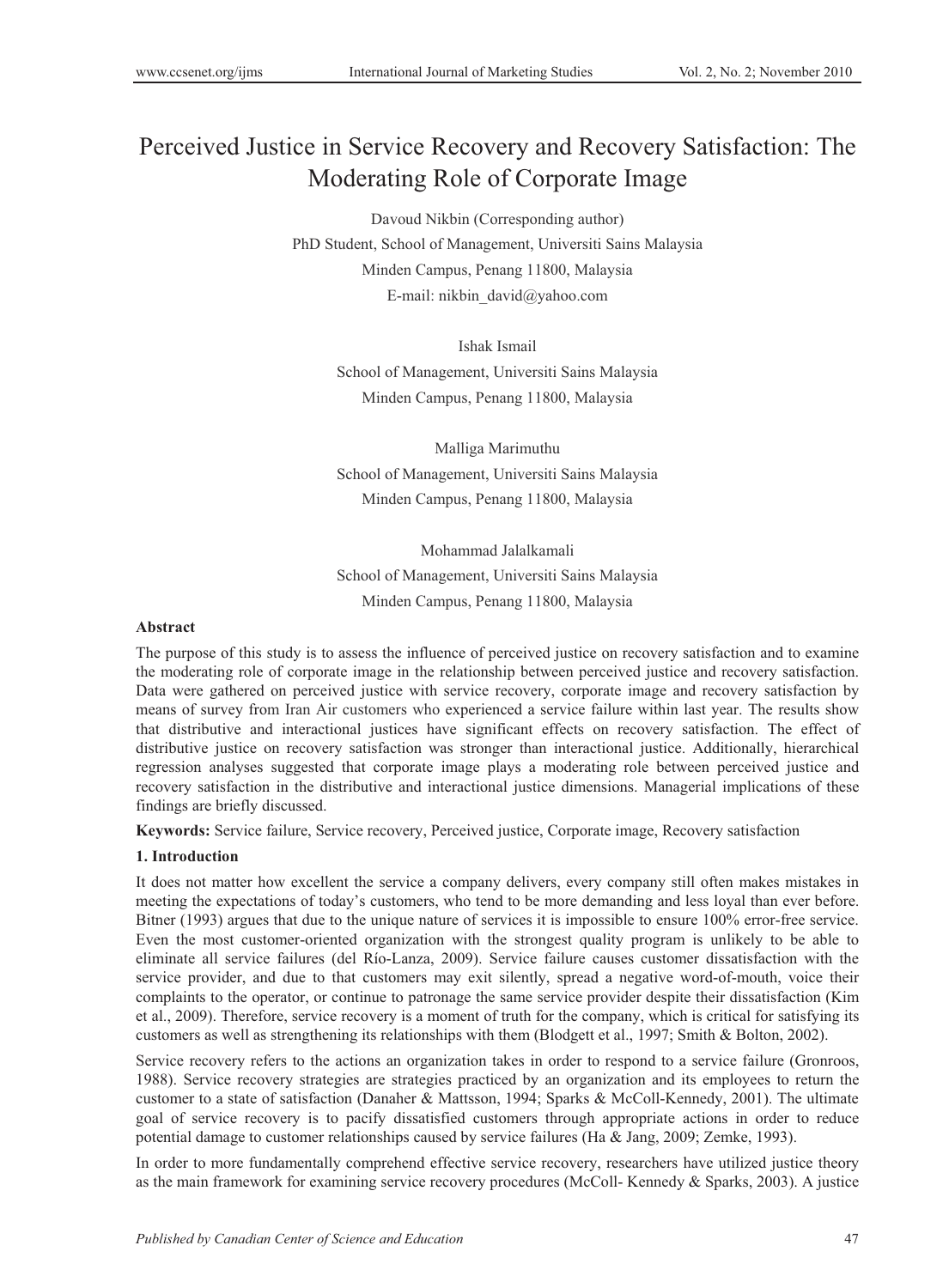# Perceived Justice in Service Recovery and Recovery Satisfaction: The Moderating Role of Corporate Image

Davoud Nikbin (Corresponding author)
PhD Student, School of Management, Universiti Sains Malaysia
Minden Campus, Penang 11800, Malaysia
E-mail: nikbin_david@yahoo.com

Ishak Ismail
School of Management, Universiti Sains Malaysia
Minden Campus, Penang 11800, Malaysia

Malliga Marimuthu
School of Management, Universiti Sains Malaysia
Minden Campus, Penang 11800, Malaysia

Mohammad Jalalkamali
School of Management, Universiti Sains Malaysia
Minden Campus, Penang 11800, Malaysia

## Abstract

The purpose of this study is to assess the influence of perceived justice on recovery satisfaction and to examine the moderating role of corporate image in the relationship between perceived justice and recovery satisfaction. Data were gathered on perceived justice with service recovery, corporate image and recovery satisfaction by means of survey from Iran Air customers who experienced a service failure within last year. The results show that distributive and interactional justices have significant effects on recovery satisfaction. The effect of distributive justice on recovery satisfaction was stronger than interactional justice. Additionally, hierarchical regression analyses suggested that corporate image plays a moderating role between perceived justice and recovery satisfaction in the distributive and interactional justice dimensions. Managerial implications of these findings are briefly discussed.

**Keywords:** Service failure, Service recovery, Perceived justice, Corporate image, Recovery satisfaction

## 1. Introduction

It does not matter how excellent the service a company delivers, every company still often makes mistakes in meeting the expectations of today's customers, who tend to be more demanding and less loyal than ever before. Bitner (1993) argues that due to the unique nature of services it is impossible to ensure 100% error-free service. Even the most customer-oriented organization with the strongest quality program is unlikely to be able to eliminate all service failures (del Río-Lanza, 2009). Service failure causes customer dissatisfaction with the service provider, and due to that customers may exit silently, spread a negative word-of-mouth, voice their complaints to the operator, or continue to patronage the same service provider despite their dissatisfaction (Kim et al., 2009). Therefore, service recovery is a moment of truth for the company, which is critical for satisfying its customers as well as strengthening its relationships with them (Blodgett et al., 1997; Smith & Bolton, 2002).

Service recovery refers to the actions an organization takes in order to respond to a service failure (Gronroos, 1988). Service recovery strategies are strategies practiced by an organization and its employees to return the customer to a state of satisfaction (Danaher & Mattsson, 1994; Sparks & McColl-Kennedy, 2001). The ultimate goal of service recovery is to pacify dissatisfied customers through appropriate actions in order to reduce potential damage to customer relationships caused by service failures (Ha & Jang, 2009; Zemke, 1993).

In order to more fundamentally comprehend effective service recovery, researchers have utilized justice theory as the main framework for examining service recovery procedures (McColl- Kennedy & Sparks, 2003). A justice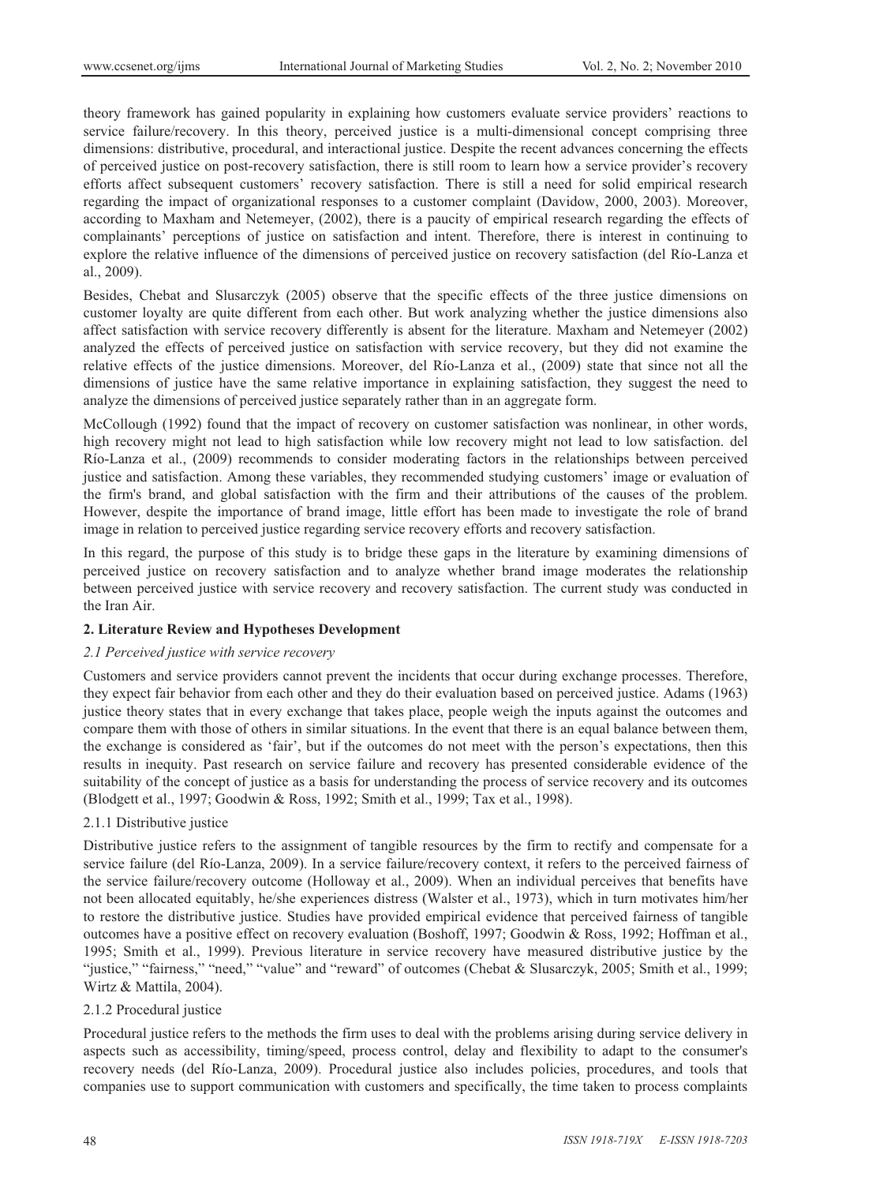theory framework has gained popularity in explaining how customers evaluate service providers' reactions to service failure/recovery. In this theory, perceived justice is a multi-dimensional concept comprising three dimensions: distributive, procedural, and interactional justice. Despite the recent advances concerning the effects of perceived justice on post-recovery satisfaction, there is still room to learn how a service provider's recovery efforts affect subsequent customers' recovery satisfaction. There is still a need for solid empirical research regarding the impact of organizational responses to a customer complaint (Davidow, 2000, 2003). Moreover, according to Maxham and Netemeyer, (2002), there is a paucity of empirical research regarding the effects of complainants' perceptions of justice on satisfaction and intent. Therefore, there is interest in continuing to explore the relative influence of the dimensions of perceived justice on recovery satisfaction (del Río-Lanza et al., 2009).

Besides, Chebat and Slusarczyk (2005) observe that the specific effects of the three justice dimensions on customer loyalty are quite different from each other. But work analyzing whether the justice dimensions also affect satisfaction with service recovery differently is absent for the literature. Maxham and Netemeyer (2002) analyzed the effects of perceived justice on satisfaction with service recovery, but they did not examine the relative effects of the justice dimensions. Moreover, del Río-Lanza et al., (2009) state that since not all the dimensions of justice have the same relative importance in explaining satisfaction, they suggest the need to analyze the dimensions of perceived justice separately rather than in an aggregate form.

McCollough (1992) found that the impact of recovery on customer satisfaction was nonlinear, in other words, high recovery might not lead to high satisfaction while low recovery might not lead to low satisfaction. del Río-Lanza et al., (2009) recommends to consider moderating factors in the relationships between perceived justice and satisfaction. Among these variables, they recommended studying customers' image or evaluation of the firm's brand, and global satisfaction with the firm and their attributions of the causes of the problem. However, despite the importance of brand image, little effort has been made to investigate the role of brand image in relation to perceived justice regarding service recovery efforts and recovery satisfaction.

In this regard, the purpose of this study is to bridge these gaps in the literature by examining dimensions of perceived justice on recovery satisfaction and to analyze whether brand image moderates the relationship between perceived justice with service recovery and recovery satisfaction. The current study was conducted in the Iran Air.

## 2. Literature Review and Hypotheses Development

### *2.1 Perceived justice with service recovery*

Customers and service providers cannot prevent the incidents that occur during exchange processes. Therefore, they expect fair behavior from each other and they do their evaluation based on perceived justice. Adams (1963) justice theory states that in every exchange that takes place, people weigh the inputs against the outcomes and compare them with those of others in similar situations. In the event that there is an equal balance between them, the exchange is considered as 'fair', but if the outcomes do not meet with the person's expectations, then this results in inequity. Past research on service failure and recovery has presented considerable evidence of the suitability of the concept of justice as a basis for understanding the process of service recovery and its outcomes (Blodgett et al., 1997; Goodwin & Ross, 1992; Smith et al., 1999; Tax et al., 1998).

#### 2.1.1 Distributive justice

Distributive justice refers to the assignment of tangible resources by the firm to rectify and compensate for a service failure (del Río-Lanza, 2009). In a service failure/recovery context, it refers to the perceived fairness of the service failure/recovery outcome (Holloway et al., 2009). When an individual perceives that benefits have not been allocated equitably, he/she experiences distress (Walster et al., 1973), which in turn motivates him/her to restore the distributive justice. Studies have provided empirical evidence that perceived fairness of tangible outcomes have a positive effect on recovery evaluation (Boshoff, 1997; Goodwin & Ross, 1992; Hoffman et al., 1995; Smith et al., 1999). Previous literature in service recovery have measured distributive justice by the "justice," "fairness," "need," "value" and "reward" of outcomes (Chebat & Slusarczyk, 2005; Smith et al., 1999; Wirtz & Mattila, 2004).

#### 2.1.2 Procedural justice

Procedural justice refers to the methods the firm uses to deal with the problems arising during service delivery in aspects such as accessibility, timing/speed, process control, delay and flexibility to adapt to the consumer's recovery needs (del Río-Lanza, 2009). Procedural justice also includes policies, procedures, and tools that companies use to support communication with customers and specifically, the time taken to process complaints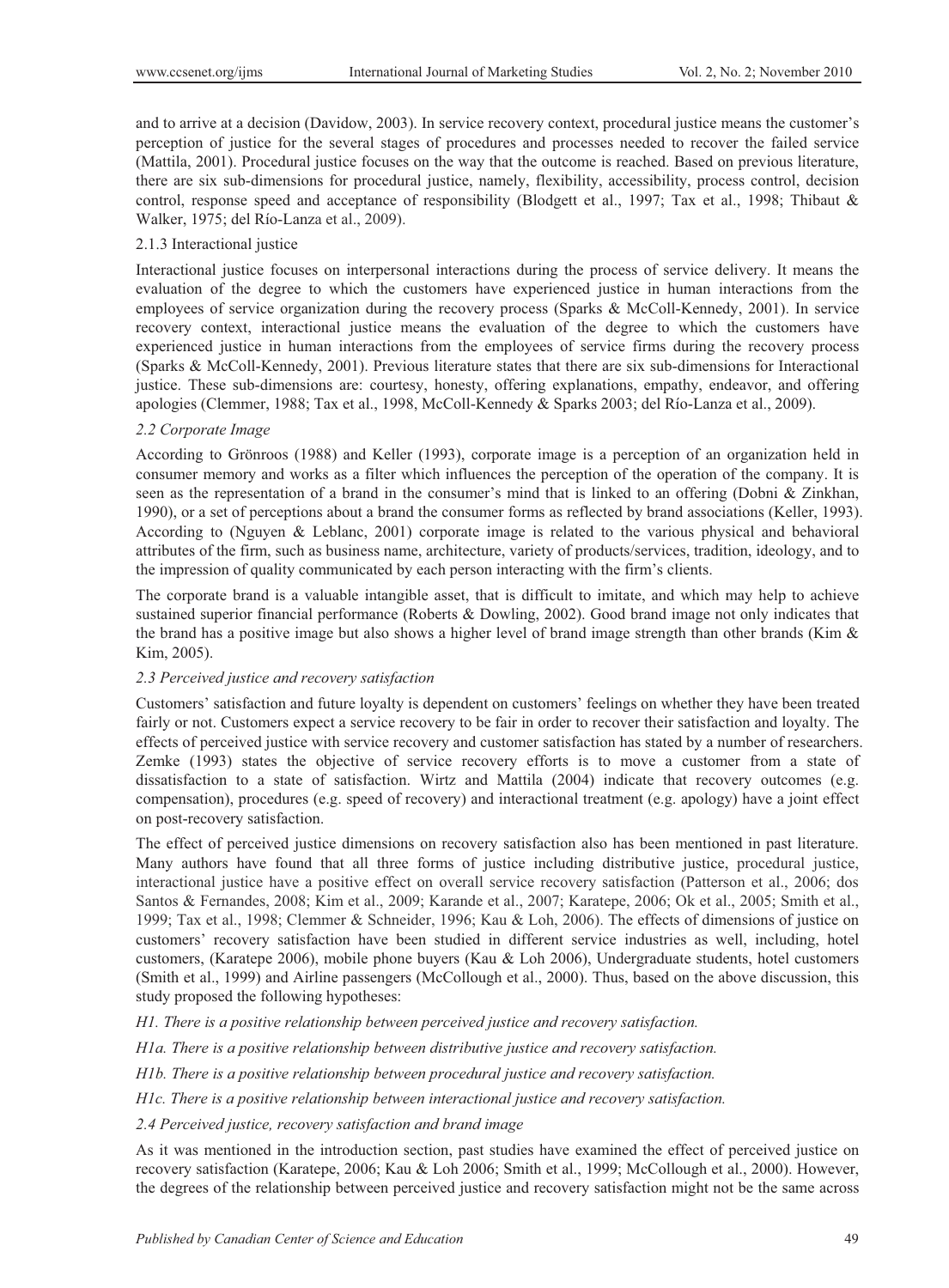and to arrive at a decision (Davidow, 2003). In service recovery context, procedural justice means the customer's perception of justice for the several stages of procedures and processes needed to recover the failed service (Mattila, 2001). Procedural justice focuses on the way that the outcome is reached. Based on previous literature, there are six sub-dimensions for procedural justice, namely, flexibility, accessibility, process control, decision control, response speed and acceptance of responsibility (Blodgett et al., 1997; Tax et al., 1998; Thibaut & Walker, 1975; del Río-Lanza et al., 2009).

#### 2.1.3 Interactional justice

Interactional justice focuses on interpersonal interactions during the process of service delivery. It means the evaluation of the degree to which the customers have experienced justice in human interactions from the employees of service organization during the recovery process (Sparks & McColl-Kennedy, 2001). In service recovery context, interactional justice means the evaluation of the degree to which the customers have experienced justice in human interactions from the employees of service firms during the recovery process (Sparks & McColl-Kennedy, 2001). Previous literature states that there are six sub-dimensions for Interactional justice. These sub-dimensions are: courtesy, honesty, offering explanations, empathy, endeavor, and offering apologies (Clemmer, 1988; Tax et al., 1998, McColl-Kennedy & Sparks 2003; del Río-Lanza et al., 2009).

### *2.2 Corporate Image*

According to Grönroos (1988) and Keller (1993), corporate image is a perception of an organization held in consumer memory and works as a filter which influences the perception of the operation of the company. It is seen as the representation of a brand in the consumer's mind that is linked to an offering (Dobni & Zinkhan, 1990), or a set of perceptions about a brand the consumer forms as reflected by brand associations (Keller, 1993). According to (Nguyen & Leblanc, 2001) corporate image is related to the various physical and behavioral attributes of the firm, such as business name, architecture, variety of products/services, tradition, ideology, and to the impression of quality communicated by each person interacting with the firm's clients.

The corporate brand is a valuable intangible asset, that is difficult to imitate, and which may help to achieve sustained superior financial performance (Roberts & Dowling, 2002). Good brand image not only indicates that the brand has a positive image but also shows a higher level of brand image strength than other brands (Kim & Kim, 2005).

### *2.3 Perceived justice and recovery satisfaction*

Customers' satisfaction and future loyalty is dependent on customers' feelings on whether they have been treated fairly or not. Customers expect a service recovery to be fair in order to recover their satisfaction and loyalty. The effects of perceived justice with service recovery and customer satisfaction has stated by a number of researchers. Zemke (1993) states the objective of service recovery efforts is to move a customer from a state of dissatisfaction to a state of satisfaction. Wirtz and Mattila (2004) indicate that recovery outcomes (e.g. compensation), procedures (e.g. speed of recovery) and interactional treatment (e.g. apology) have a joint effect on post-recovery satisfaction.

The effect of perceived justice dimensions on recovery satisfaction also has been mentioned in past literature. Many authors have found that all three forms of justice including distributive justice, procedural justice, interactional justice have a positive effect on overall service recovery satisfaction (Patterson et al., 2006; dos Santos & Fernandes, 2008; Kim et al., 2009; Karande et al., 2007; Karatepe, 2006; Ok et al., 2005; Smith et al., 1999; Tax et al., 1998; Clemmer & Schneider, 1996; Kau & Loh, 2006). The effects of dimensions of justice on customers' recovery satisfaction have been studied in different service industries as well, including, hotel customers, (Karatepe 2006), mobile phone buyers (Kau & Loh 2006), Undergraduate students, hotel customers (Smith et al., 1999) and Airline passengers (McCollough et al., 2000). Thus, based on the above discussion, this study proposed the following hypotheses:

*H1. There is a positive relationship between perceived justice and recovery satisfaction.*

*H1a. There is a positive relationship between distributive justice and recovery satisfaction.*

*H1b. There is a positive relationship between procedural justice and recovery satisfaction.*

*H1c. There is a positive relationship between interactional justice and recovery satisfaction.*

### *2.4 Perceived justice, recovery satisfaction and brand image*

As it was mentioned in the introduction section, past studies have examined the effect of perceived justice on recovery satisfaction (Karatepe, 2006; Kau & Loh 2006; Smith et al., 1999; McCollough et al., 2000). However, the degrees of the relationship between perceived justice and recovery satisfaction might not be the same across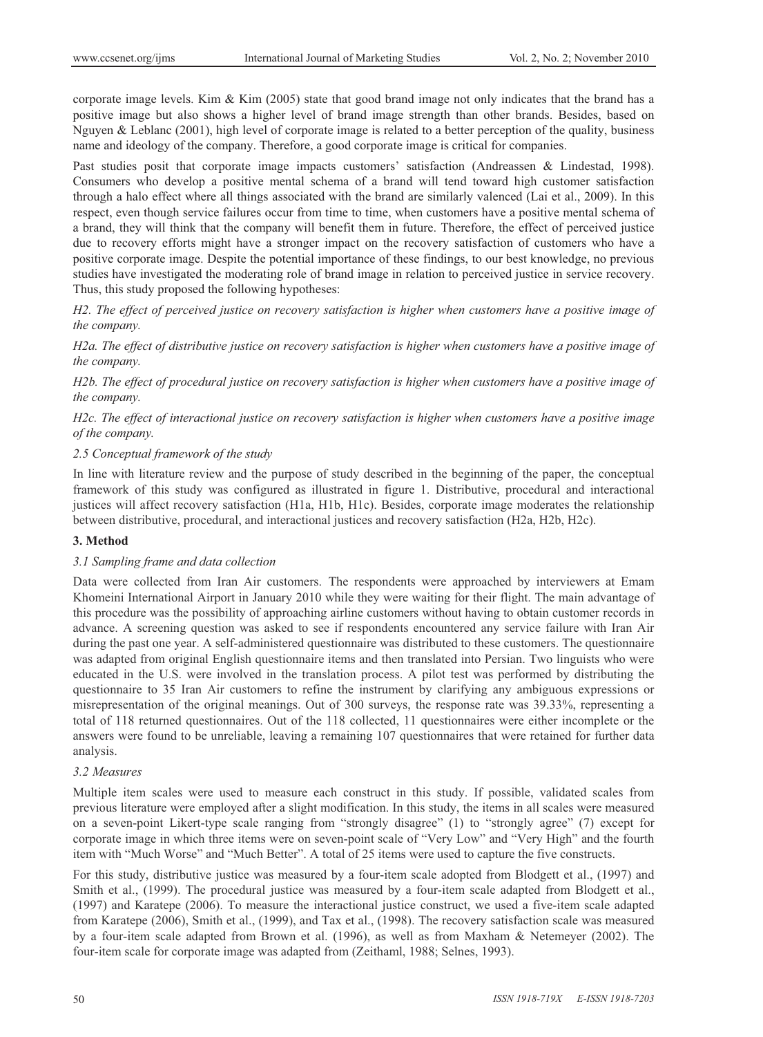corporate image levels. Kim & Kim (2005) state that good brand image not only indicates that the brand has a positive image but also shows a higher level of brand image strength than other brands. Besides, based on Nguyen & Leblanc (2001), high level of corporate image is related to a better perception of the quality, business name and ideology of the company. Therefore, a good corporate image is critical for companies.

Past studies posit that corporate image impacts customers' satisfaction (Andreassen & Lindestad, 1998). Consumers who develop a positive mental schema of a brand will tend toward high customer satisfaction through a halo effect where all things associated with the brand are similarly valenced (Lai et al., 2009). In this respect, even though service failures occur from time to time, when customers have a positive mental schema of a brand, they will think that the company will benefit them in future. Therefore, the effect of perceived justice due to recovery efforts might have a stronger impact on the recovery satisfaction of customers who have a positive corporate image. Despite the potential importance of these findings, to our best knowledge, no previous studies have investigated the moderating role of brand image in relation to perceived justice in service recovery. Thus, this study proposed the following hypotheses:

*H2. The effect of perceived justice on recovery satisfaction is higher when customers have a positive image of the company.*

*H2a. The effect of distributive justice on recovery satisfaction is higher when customers have a positive image of the company.*

*H2b. The effect of procedural justice on recovery satisfaction is higher when customers have a positive image of the company.*

*H2c. The effect of interactional justice on recovery satisfaction is higher when customers have a positive image of the company.*

### *2.5 Conceptual framework of the study*

In line with literature review and the purpose of study described in the beginning of the paper, the conceptual framework of this study was configured as illustrated in figure 1. Distributive, procedural and interactional justices will affect recovery satisfaction (H1a, H1b, H1c). Besides, corporate image moderates the relationship between distributive, procedural, and interactional justices and recovery satisfaction (H2a, H2b, H2c).

## **3. Method**

### *3.1 Sampling frame and data collection*

Data were collected from Iran Air customers. The respondents were approached by interviewers at Emam Khomeini International Airport in January 2010 while they were waiting for their flight. The main advantage of this procedure was the possibility of approaching airline customers without having to obtain customer records in advance. A screening question was asked to see if respondents encountered any service failure with Iran Air during the past one year. A self-administered questionnaire was distributed to these customers. The questionnaire was adapted from original English questionnaire items and then translated into Persian. Two linguists who were educated in the U.S. were involved in the translation process. A pilot test was performed by distributing the questionnaire to 35 Iran Air customers to refine the instrument by clarifying any ambiguous expressions or misrepresentation of the original meanings. Out of 300 surveys, the response rate was 39.33%, representing a total of 118 returned questionnaires. Out of the 118 collected, 11 questionnaires were either incomplete or the answers were found to be unreliable, leaving a remaining 107 questionnaires that were retained for further data analysis.

### *3.2 Measures*

Multiple item scales were used to measure each construct in this study. If possible, validated scales from previous literature were employed after a slight modification. In this study, the items in all scales were measured on a seven-point Likert-type scale ranging from "strongly disagree" (1) to "strongly agree" (7) except for corporate image in which three items were on seven-point scale of "Very Low" and "Very High" and the fourth item with "Much Worse" and "Much Better". A total of 25 items were used to capture the five constructs.

For this study, distributive justice was measured by a four-item scale adopted from Blodgett et al., (1997) and Smith et al., (1999). The procedural justice was measured by a four-item scale adapted from Blodgett et al., (1997) and Karatepe (2006). To measure the interactional justice construct, we used a five-item scale adapted from Karatepe (2006), Smith et al., (1999), and Tax et al., (1998). The recovery satisfaction scale was measured by a four-item scale adapted from Brown et al. (1996), as well as from Maxham & Netemeyer (2002). The four-item scale for corporate image was adapted from (Zeithaml, 1988; Selnes, 1993).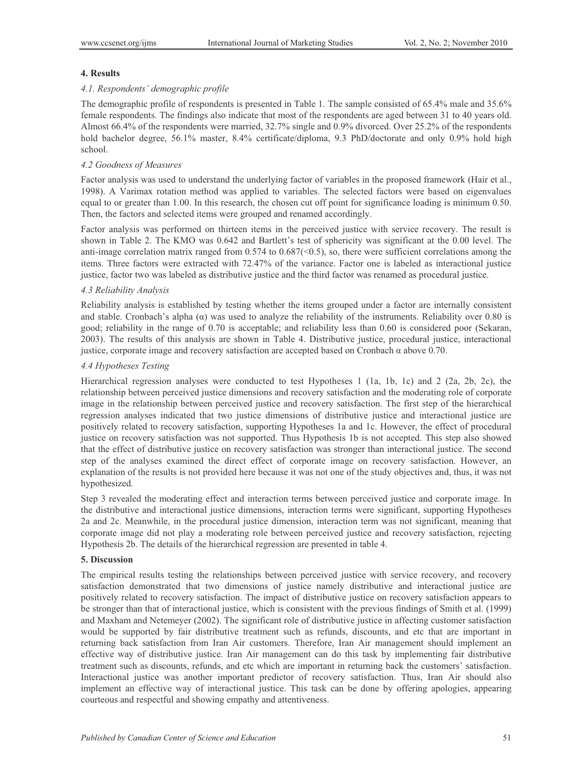## 4. Results

### *4.1. Respondents' demographic profile*

The demographic profile of respondents is presented in Table 1. The sample consisted of 65.4% male and 35.6% female respondents. The findings also indicate that most of the respondents are aged between 31 to 40 years old. Almost 66.4% of the respondents were married, 32.7% single and 0.9% divorced. Over 25.2% of the respondents hold bachelor degree, 56.1% master, 8.4% certificate/diploma, 9.3 PhD/doctorate and only 0.9% hold high school.

### *4.2 Goodness of Measures*

Factor analysis was used to understand the underlying factor of variables in the proposed framework (Hair et al., 1998). A Varimax rotation method was applied to variables. The selected factors were based on eigenvalues equal to or greater than 1.00. In this research, the chosen cut off point for significance loading is minimum 0.50. Then, the factors and selected items were grouped and renamed accordingly.

Factor analysis was performed on thirteen items in the perceived justice with service recovery. The result is shown in Table 2. The KMO was 0.642 and Bartlett's test of sphericity was significant at the 0.00 level. The anti-image correlation matrix ranged from 0.574 to 0.687(<0.5), so, there were sufficient correlations among the items. Three factors were extracted with 72.47% of the variance. Factor one is labeled as interactional justice justice, factor two was labeled as distributive justice and the third factor was renamed as procedural justice.

### *4.3 Reliability Analysis*

Reliability analysis is established by testing whether the items grouped under a factor are internally consistent and stable. Cronbach's alpha (α) was used to analyze the reliability of the instruments. Reliability over 0.80 is good; reliability in the range of 0.70 is acceptable; and reliability less than 0.60 is considered poor (Sekaran, 2003). The results of this analysis are shown in Table 4. Distributive justice, procedural justice, interactional justice, corporate image and recovery satisfaction are accepted based on Cronbach α above 0.70.

### *4.4 Hypotheses Testing*

Hierarchical regression analyses were conducted to test Hypotheses 1 (1a, 1b, 1c) and 2 (2a, 2b, 2c), the relationship between perceived justice dimensions and recovery satisfaction and the moderating role of corporate image in the relationship between perceived justice and recovery satisfaction. The first step of the hierarchical regression analyses indicated that two justice dimensions of distributive justice and interactional justice are positively related to recovery satisfaction, supporting Hypotheses 1a and 1c. However, the effect of procedural justice on recovery satisfaction was not supported. Thus Hypothesis 1b is not accepted. This step also showed that the effect of distributive justice on recovery satisfaction was stronger than interactional justice. The second step of the analyses examined the direct effect of corporate image on recovery satisfaction. However, an explanation of the results is not provided here because it was not one of the study objectives and, thus, it was not hypothesized.

Step 3 revealed the moderating effect and interaction terms between perceived justice and corporate image. In the distributive and interactional justice dimensions, interaction terms were significant, supporting Hypotheses 2a and 2c. Meanwhile, in the procedural justice dimension, interaction term was not significant, meaning that corporate image did not play a moderating role between perceived justice and recovery satisfaction, rejecting Hypothesis 2b. The details of the hierarchical regression are presented in table 4.

## 5. Discussion

The empirical results testing the relationships between perceived justice with service recovery, and recovery satisfaction demonstrated that two dimensions of justice namely distributive and interactional justice are positively related to recovery satisfaction. The impact of distributive justice on recovery satisfaction appears to be stronger than that of interactional justice, which is consistent with the previous findings of Smith et al. (1999) and Maxham and Netemeyer (2002). The significant role of distributive justice in affecting customer satisfaction would be supported by fair distributive treatment such as refunds, discounts, and etc that are important in returning back satisfaction from Iran Air customers. Therefore, Iran Air management should implement an effective way of distributive justice. Iran Air management can do this task by implementing fair distributive treatment such as discounts, refunds, and etc which are important in returning back the customers' satisfaction. Interactional justice was another important predictor of recovery satisfaction. Thus, Iran Air should also implement an effective way of interactional justice. This task can be done by offering apologies, appearing courteous and respectful and showing empathy and attentiveness.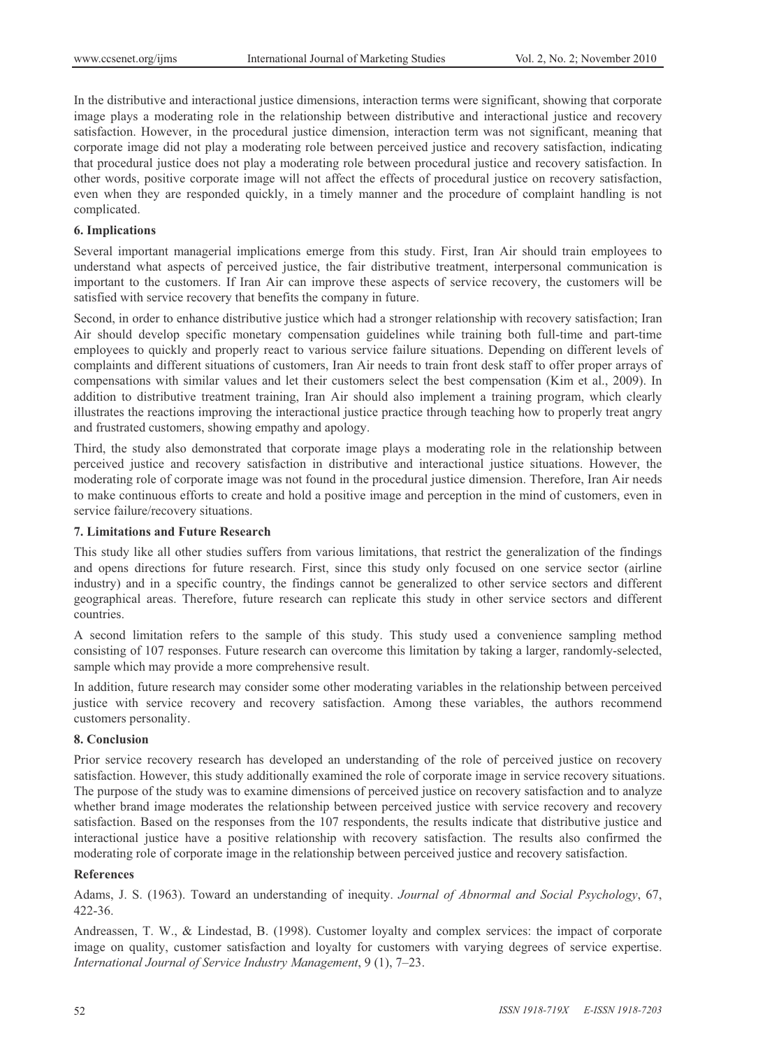In the distributive and interactional justice dimensions, interaction terms were significant, showing that corporate image plays a moderating role in the relationship between distributive and interactional justice and recovery satisfaction. However, in the procedural justice dimension, interaction term was not significant, meaning that corporate image did not play a moderating role between perceived justice and recovery satisfaction, indicating that procedural justice does not play a moderating role between procedural justice and recovery satisfaction. In other words, positive corporate image will not affect the effects of procedural justice on recovery satisfaction, even when they are responded quickly, in a timely manner and the procedure of complaint handling is not complicated.

## 6. Implications

Several important managerial implications emerge from this study. First, Iran Air should train employees to understand what aspects of perceived justice, the fair distributive treatment, interpersonal communication is important to the customers. If Iran Air can improve these aspects of service recovery, the customers will be satisfied with service recovery that benefits the company in future.

Second, in order to enhance distributive justice which had a stronger relationship with recovery satisfaction; Iran Air should develop specific monetary compensation guidelines while training both full-time and part-time employees to quickly and properly react to various service failure situations. Depending on different levels of complaints and different situations of customers, Iran Air needs to train front desk staff to offer proper arrays of compensations with similar values and let their customers select the best compensation (Kim et al., 2009). In addition to distributive treatment training, Iran Air should also implement a training program, which clearly illustrates the reactions improving the interactional justice practice through teaching how to properly treat angry and frustrated customers, showing empathy and apology.

Third, the study also demonstrated that corporate image plays a moderating role in the relationship between perceived justice and recovery satisfaction in distributive and interactional justice situations. However, the moderating role of corporate image was not found in the procedural justice dimension. Therefore, Iran Air needs to make continuous efforts to create and hold a positive image and perception in the mind of customers, even in service failure/recovery situations.

## 7. Limitations and Future Research

This study like all other studies suffers from various limitations, that restrict the generalization of the findings and opens directions for future research. First, since this study only focused on one service sector (airline industry) and in a specific country, the findings cannot be generalized to other service sectors and different geographical areas. Therefore, future research can replicate this study in other service sectors and different countries.

A second limitation refers to the sample of this study. This study used a convenience sampling method consisting of 107 responses. Future research can overcome this limitation by taking a larger, randomly-selected, sample which may provide a more comprehensive result.

In addition, future research may consider some other moderating variables in the relationship between perceived justice with service recovery and recovery satisfaction. Among these variables, the authors recommend customers personality.

## 8. Conclusion

Prior service recovery research has developed an understanding of the role of perceived justice on recovery satisfaction. However, this study additionally examined the role of corporate image in service recovery situations. The purpose of the study was to examine dimensions of perceived justice on recovery satisfaction and to analyze whether brand image moderates the relationship between perceived justice with service recovery and recovery satisfaction. Based on the responses from the 107 respondents, the results indicate that distributive justice and interactional justice have a positive relationship with recovery satisfaction. The results also confirmed the moderating role of corporate image in the relationship between perceived justice and recovery satisfaction.

## References

Adams, J. S. (1963). Toward an understanding of inequity. *Journal of Abnormal and Social Psychology*, 67, 422-36.

Andreassen, T. W., & Lindestad, B. (1998). Customer loyalty and complex services: the impact of corporate image on quality, customer satisfaction and loyalty for customers with varying degrees of service expertise. *International Journal of Service Industry Management*, 9 (1), 7–23.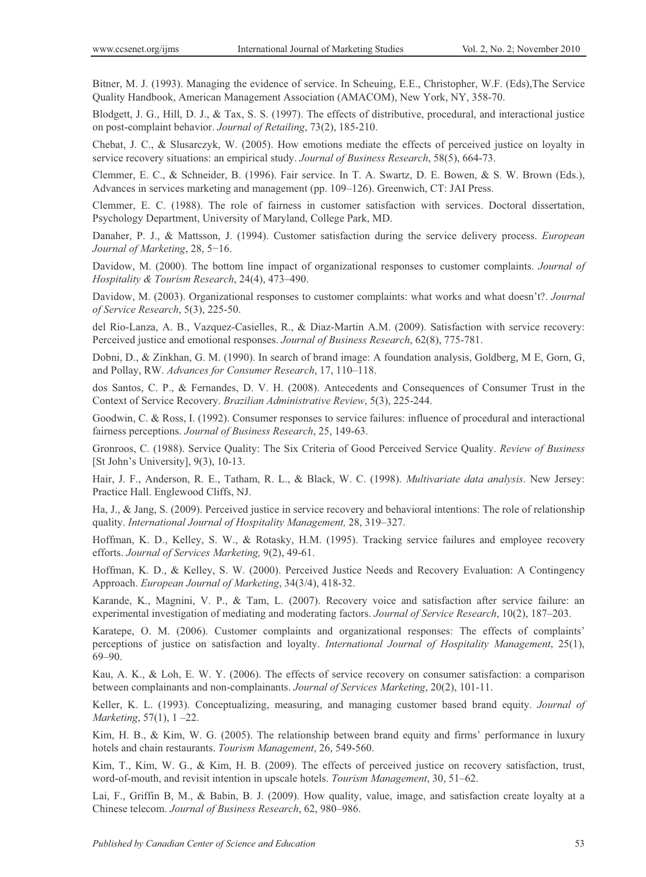Bitner, M. J. (1993). Managing the evidence of service. In Scheuing, E.E., Christopher, W.F. (Eds),The Service Quality Handbook, American Management Association (AMACOM), New York, NY, 358-70.

Blodgett, J. G., Hill, D. J., & Tax, S. S. (1997). The effects of distributive, procedural, and interactional justice on post-complaint behavior. *Journal of Retailing*, 73(2), 185-210.

Chebat, J. C., & Slusarczyk, W. (2005). How emotions mediate the effects of perceived justice on loyalty in service recovery situations: an empirical study. *Journal of Business Research*, 58(5), 664-73.

Clemmer, E. C., & Schneider, B. (1996). Fair service. In T. A. Swartz, D. E. Bowen, & S. W. Brown (Eds.), Advances in services marketing and management (pp. 109–126). Greenwich, CT: JAI Press.

Clemmer, E. C. (1988). The role of fairness in customer satisfaction with services. Doctoral dissertation, Psychology Department, University of Maryland, College Park, MD.

Danaher, P. J., & Mattsson, J. (1994). Customer satisfaction during the service delivery process. *European Journal of Marketing*, 28, 5−16.

Davidow, M. (2000). The bottom line impact of organizational responses to customer complaints. *Journal of Hospitality & Tourism Research*, 24(4), 473–490.

Davidow, M. (2003). Organizational responses to customer complaints: what works and what doesn't?. *Journal of Service Research*, 5(3), 225-50.

del Rio-Lanza, A. B., Vazquez-Casielles, R., & Diaz-Martin A.M. (2009). Satisfaction with service recovery: Perceived justice and emotional responses. *Journal of Business Research*, 62(8), 775-781.

Dobni, D., & Zinkhan, G. M. (1990). In search of brand image: A foundation analysis, Goldberg, M E, Gorn, G, and Pollay, RW. *Advances for Consumer Research*, 17, 110–118.

dos Santos, C. P., & Fernandes, D. V. H. (2008). Antecedents and Consequences of Consumer Trust in the Context of Service Recovery. *Brazilian Administrative Review*, 5(3), 225-244.

Goodwin, C. & Ross, I. (1992). Consumer responses to service failures: influence of procedural and interactional fairness perceptions. *Journal of Business Research*, 25, 149-63.

Gronroos, C. (1988). Service Quality: The Six Criteria of Good Perceived Service Quality. *Review of Business* [St John's University], 9(3), 10-13.

Hair, J. F., Anderson, R. E., Tatham, R. L., & Black, W. C. (1998). *Multivariate data analysis*. New Jersey: Practice Hall. Englewood Cliffs, NJ.

Ha, J., & Jang, S. (2009). Perceived justice in service recovery and behavioral intentions: The role of relationship quality. *International Journal of Hospitality Management,* 28, 319–327.

Hoffman, K. D., Kelley, S. W., & Rotasky, H.M. (1995). Tracking service failures and employee recovery efforts. *Journal of Services Marketing,* 9(2), 49-61.

Hoffman, K. D., & Kelley, S. W. (2000). Perceived Justice Needs and Recovery Evaluation: A Contingency Approach. *European Journal of Marketing*, 34(3/4), 418-32.

Karande, K., Magnini, V. P., & Tam, L. (2007). Recovery voice and satisfaction after service failure: an experimental investigation of mediating and moderating factors. *Journal of Service Research*, 10(2), 187–203.

Karatepe, O. M. (2006). Customer complaints and organizational responses: The effects of complaints' perceptions of justice on satisfaction and loyalty. *International Journal of Hospitality Management*, 25(1), 69–90.

Kau, A. K., & Loh, E. W. Y. (2006). The effects of service recovery on consumer satisfaction: a comparison between complainants and non-complainants. *Journal of Services Marketing*, 20(2), 101-11.

Keller, K. L. (1993). Conceptualizing, measuring, and managing customer based brand equity. *Journal of Marketing*, 57(1), 1 –22.

Kim, H. B., & Kim, W. G. (2005). The relationship between brand equity and firms' performance in luxury hotels and chain restaurants. *Tourism Management*, 26, 549-560.

Kim, T., Kim, W. G., & Kim, H. B. (2009). The effects of perceived justice on recovery satisfaction, trust, word-of-mouth, and revisit intention in upscale hotels. *Tourism Management*, 30, 51–62.

Lai, F., Griffin B, M., & Babin, B. J. (2009). How quality, value, image, and satisfaction create loyalty at a Chinese telecom. *Journal of Business Research*, 62, 980–986.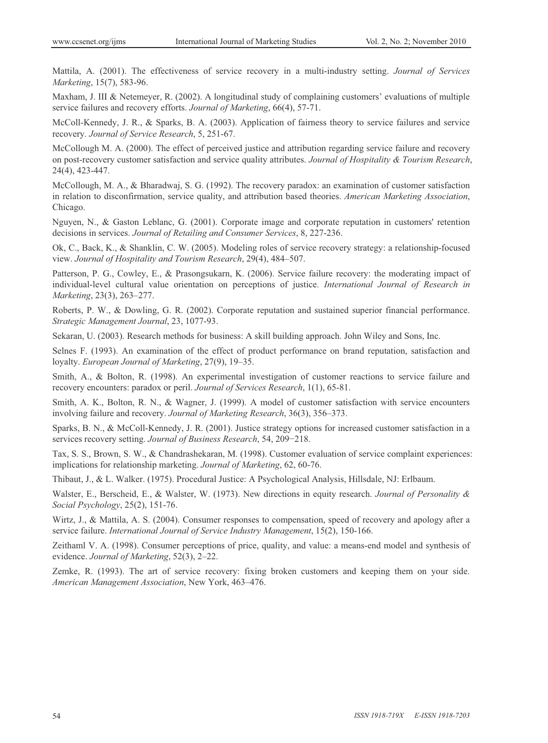Mattila, A. (2001). The effectiveness of service recovery in a multi-industry setting. *Journal of Services Marketing*, 15(7), 583-96.

Maxham, J. III & Netemeyer, R. (2002). A longitudinal study of complaining customers' evaluations of multiple service failures and recovery efforts. *Journal of Marketing*, 66(4), 57-71.

McColl-Kennedy, J. R., & Sparks, B. A. (2003). Application of fairness theory to service failures and service recovery. *Journal of Service Research*, 5, 251-67.

McCollough M. A. (2000). The effect of perceived justice and attribution regarding service failure and recovery on post-recovery customer satisfaction and service quality attributes. *Journal of Hospitality & Tourism Research*, 24(4), 423-447.

McCollough, M. A., & Bharadwaj, S. G. (1992). The recovery paradox: an examination of customer satisfaction in relation to disconfirmation, service quality, and attribution based theories. *American Marketing Association*, Chicago.

Nguyen, N., & Gaston Leblanc, G. (2001). Corporate image and corporate reputation in customers' retention decisions in services. *Journal of Retailing and Consumer Services*, 8, 227-236.

Ok, C., Back, K., & Shanklin, C. W. (2005). Modeling roles of service recovery strategy: a relationship-focused view. *Journal of Hospitality and Tourism Research*, 29(4), 484–507.

Patterson, P. G., Cowley, E., & Prasongsukarn, K. (2006). Service failure recovery: the moderating impact of individual-level cultural value orientation on perceptions of justice. *International Journal of Research in Marketing*, 23(3), 263–277.

Roberts, P. W., & Dowling, G. R. (2002). Corporate reputation and sustained superior financial performance. *Strategic Management Journal*, 23, 1077-93.

Sekaran, U. (2003). Research methods for business: A skill building approach. John Wiley and Sons, Inc.

Selnes F. (1993). An examination of the effect of product performance on brand reputation, satisfaction and loyalty. *European Journal of Marketing*, 27(9), 19–35.

Smith, A., & Bolton, R. (1998). An experimental investigation of customer reactions to service failure and recovery encounters: paradox or peril. *Journal of Services Research*, 1(1), 65-81.

Smith, A. K., Bolton, R. N., & Wagner, J. (1999). A model of customer satisfaction with service encounters involving failure and recovery. *Journal of Marketing Research*, 36(3), 356–373.

Sparks, B. N., & McColl-Kennedy, J. R. (2001). Justice strategy options for increased customer satisfaction in a services recovery setting. *Journal of Business Research*, 54, 209−218.

Tax, S. S., Brown, S. W., & Chandrashekaran, M. (1998). Customer evaluation of service complaint experiences: implications for relationship marketing. *Journal of Marketing*, 62, 60-76.

Thibaut, J., & L. Walker. (1975). Procedural Justice: A Psychological Analysis, Hillsdale, NJ: Erlbaum.

Walster, E., Berscheid, E., & Walster, W. (1973). New directions in equity research. *Journal of Personality & Social Psychology*, 25(2), 151-76.

Wirtz, J., & Mattila, A. S. (2004). Consumer responses to compensation, speed of recovery and apology after a service failure. *International Journal of Service Industry Management*, 15(2), 150-166.

Zeithaml V. A. (1998). Consumer perceptions of price, quality, and value: a means-end model and synthesis of evidence. *Journal of Marketing*, 52(3), 2–22.

Zemke, R. (1993). The art of service recovery: fixing broken customers and keeping them on your side. *American Management Association*, New York, 463–476.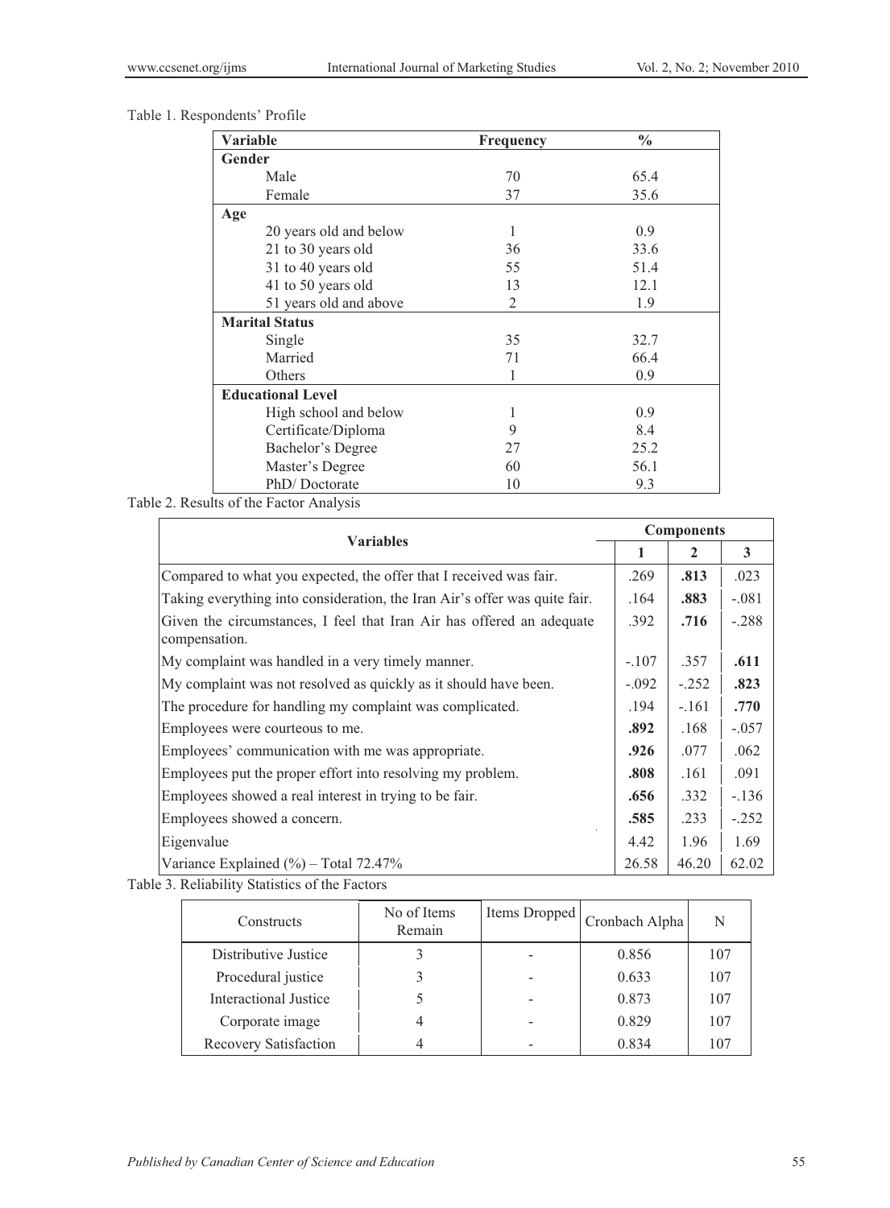Table 1. Respondents' Profile

| Variable | Frequency | % |
|---|---|---|
| **Gender** | | |
| Male | 70 | 65.4 |
| Female | 37 | 35.6 |
| **Age** | | |
| 20 years old and below | 1 | 0.9 |
| 21 to 30 years old | 36 | 33.6 |
| 31 to 40 years old | 55 | 51.4 |
| 41 to 50 years old | 13 | 12.1 |
| 51 years old and above | 2 | 1.9 |
| **Marital Status** | | |
| Single | 35 | 32.7 |
| Married | 71 | 66.4 |
| Others | 1 | 0.9 |
| **Educational Level** | | |
| High school and below | 1 | 0.9 |
| Certificate/Diploma | 9 | 8.4 |
| Bachelor's Degree | 27 | 25.2 |
| Master's Degree | 60 | 56.1 |
| PhD/ Doctorate | 10 | 9.3 |

Table 2. Results of the Factor Analysis

| Variables | Components | | |
|---|---|---|---|
| | 1 | 2 | 3 |
| Compared to what you expected, the offer that I received was fair. | .269 | **.813** | .023 |
| Taking everything into consideration, the Iran Air's offer was quite fair. | .164 | **.883** | -.081 |
| Given the circumstances, I feel that Iran Air has offered an adequate compensation. | .392 | **.716** | -.288 |
| My complaint was handled in a very timely manner. | -.107 | .357 | **.611** |
| My complaint was not resolved as quickly as it should have been. | -.092 | -.252 | **.823** |
| The procedure for handling my complaint was complicated. | .194 | -.161 | **.770** |
| Employees were courteous to me. | **.892** | .168 | -.057 |
| Employees' communication with me was appropriate. | **.926** | .077 | .062 |
| Employees put the proper effort into resolving my problem. | **.808** | .161 | .091 |
| Employees showed a real interest in trying to be fair. | **.656** | .332 | -.136 |
| Employees showed a concern. | **.585** | .233 | -.252 |
| Eigenvalue | 4.42 | 1.96 | 1.69 |
| Variance Explained (%) – Total 72.47% | 26.58 | 46.20 | 62.02 |

Table 3. Reliability Statistics of the Factors

| Constructs | No of Items Remain | Items Dropped | Cronbach Alpha | N |
|---|---|---|---|---|
| Distributive Justice | 3 | - | 0.856 | 107 |
| Procedural justice | 3 | - | 0.633 | 107 |
| Interactional Justice | 5 | - | 0.873 | 107 |
| Corporate image | 4 | - | 0.829 | 107 |
| Recovery Satisfaction | 4 | - | 0.834 | 107 |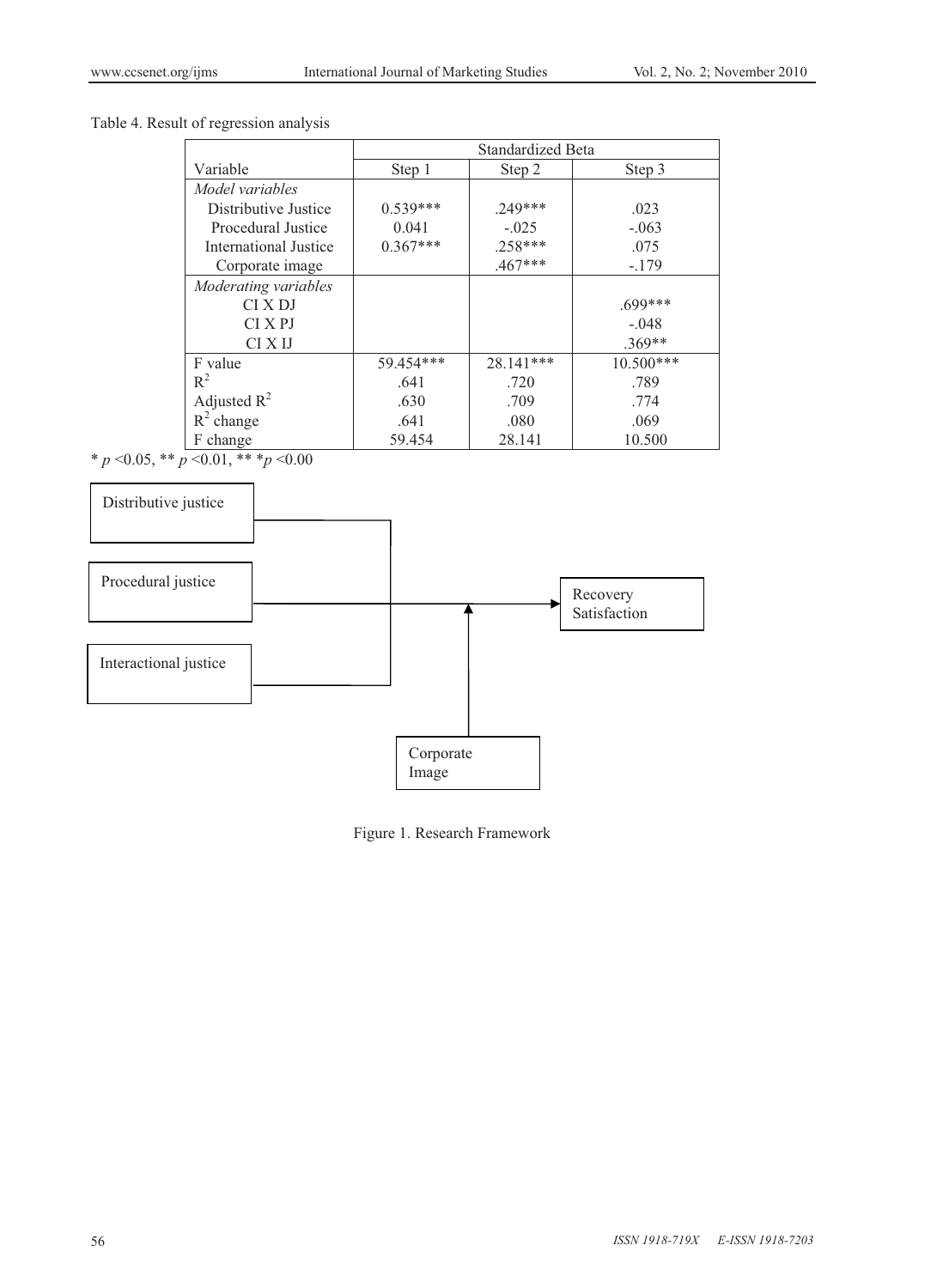Table 4. Result of regression analysis

| | Standardized Beta | | |
|---|---|---|---|
| Variable | Step 1 | Step 2 | Step 3 |
| *Model variables* | | | |
| Distributive Justice | 0.539*** | .249*** | .023 |
| Procedural Justice | 0.041 | -.025 | -.063 |
| International Justice | 0.367*** | .258*** | .075 |
| Corporate image | | .467*** | -.179 |
| *Moderating variables* | | | |
| CI X DJ | | | .699*** |
| CI X PJ | | | -.048 |
| CI X IJ | | | .369** |
| F value | 59.454*** | 28.141*** | 10.500*** |
| $R^2$ | .641 | .720 | .789 |
| Adjusted $R^2$ | .630 | .709 | .774 |
| $R^2$ change | .641 | .080 | .069 |
| F change | 59.454 | 28.141 | 10.500 |

* $p$ <0.05, ** $p$ <0.01, ** *$p$ <0.00

Distributive justice

Procedural justice

Interactional justice

Recovery Satisfaction

Corporate Image

Figure 1. Research Framework